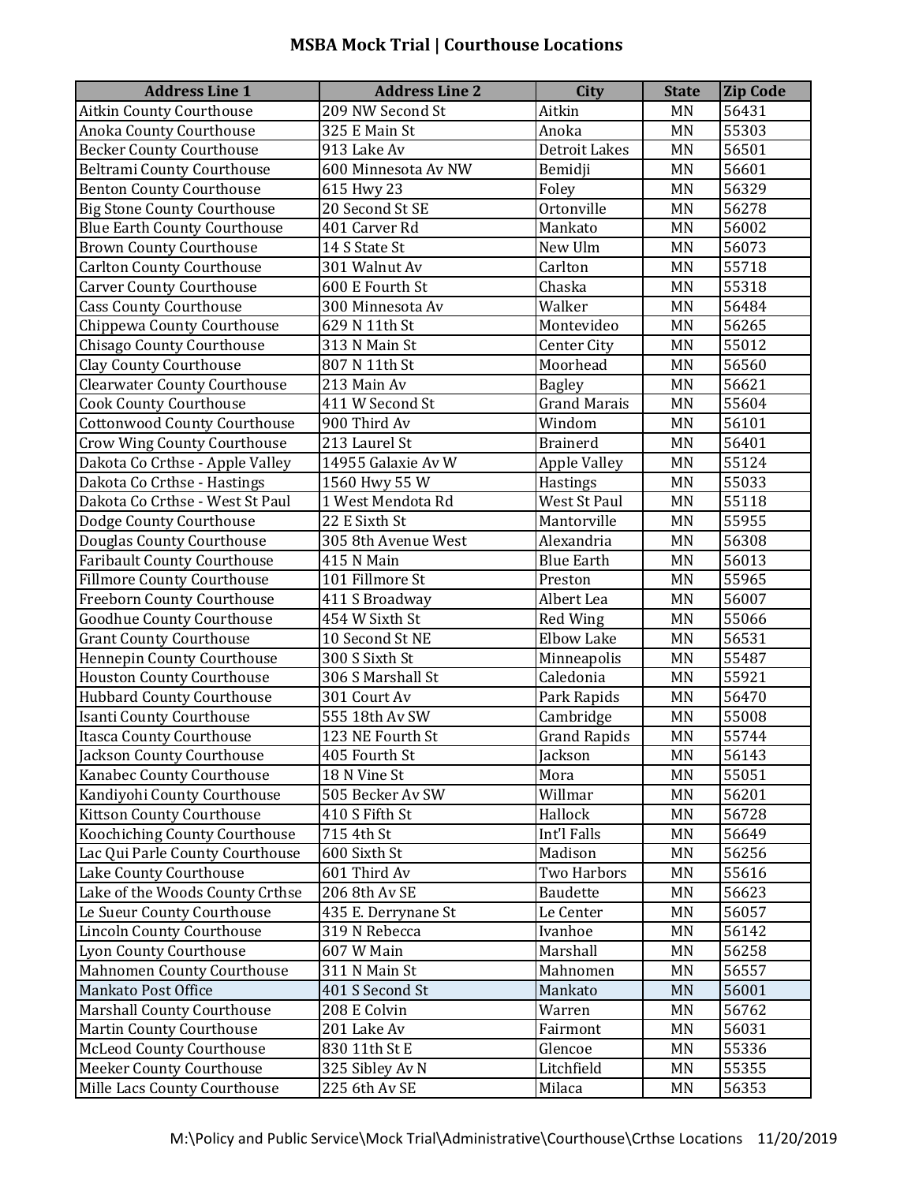# MSBA Mock Trial | Courthouse Locations

| Address Line 1 | Address Line 2 | City | State | Zip Code |
|---|---|---|---|---|
| Aitkin County Courthouse | 209 NW Second St | Aitkin | MN | 56431 |
| Anoka County Courthouse | 325 E Main St | Anoka | MN | 55303 |
| Becker County Courthouse | 913 Lake Av | Detroit Lakes | MN | 56501 |
| Beltrami County Courthouse | 600 Minnesota Av NW | Bemidji | MN | 56601 |
| Benton County Courthouse | 615 Hwy 23 | Foley | MN | 56329 |
| Big Stone County Courthouse | 20 Second St SE | Ortonville | MN | 56278 |
| Blue Earth County Courthouse | 401 Carver Rd | Mankato | MN | 56002 |
| Brown County Courthouse | 14 S State St | New Ulm | MN | 56073 |
| Carlton County Courthouse | 301 Walnut Av | Carlton | MN | 55718 |
| Carver County Courthouse | 600 E Fourth St | Chaska | MN | 55318 |
| Cass County Courthouse | 300 Minnesota Av | Walker | MN | 56484 |
| Chippewa County Courthouse | 629 N 11th St | Montevideo | MN | 56265 |
| Chisago County Courthouse | 313 N Main St | Center City | MN | 55012 |
| Clay County Courthouse | 807 N 11th St | Moorhead | MN | 56560 |
| Clearwater County Courthouse | 213 Main Av | Bagley | MN | 56621 |
| Cook County Courthouse | 411 W Second St | Grand Marais | MN | 55604 |
| Cottonwood County Courthouse | 900 Third Av | Windom | MN | 56101 |
| Crow Wing County Courthouse | 213 Laurel St | Brainerd | MN | 56401 |
| Dakota Co Crthse - Apple Valley | 14955 Galaxie Av W | Apple Valley | MN | 55124 |
| Dakota Co Crthse - Hastings | 1560 Hwy 55 W | Hastings | MN | 55033 |
| Dakota Co Crthse - West St Paul | 1 West Mendota Rd | West St Paul | MN | 55118 |
| Dodge County Courthouse | 22 E Sixth St | Mantorville | MN | 55955 |
| Douglas County Courthouse | 305 8th Avenue West | Alexandria | MN | 56308 |
| Faribault County Courthouse | 415 N Main | Blue Earth | MN | 56013 |
| Fillmore County Courthouse | 101 Fillmore St | Preston | MN | 55965 |
| Freeborn County Courthouse | 411 S Broadway | Albert Lea | MN | 56007 |
| Goodhue County Courthouse | 454 W Sixth St | Red Wing | MN | 55066 |
| Grant County Courthouse | 10 Second St NE | Elbow Lake | MN | 56531 |
| Hennepin County Courthouse | 300 S Sixth St | Minneapolis | MN | 55487 |
| Houston County Courthouse | 306 S Marshall St | Caledonia | MN | 55921 |
| Hubbard County Courthouse | 301 Court Av | Park Rapids | MN | 56470 |
| Isanti County Courthouse | 555 18th Av SW | Cambridge | MN | 55008 |
| Itasca County Courthouse | 123 NE Fourth St | Grand Rapids | MN | 55744 |
| Jackson County Courthouse | 405 Fourth St | Jackson | MN | 56143 |
| Kanabec County Courthouse | 18 N Vine St | Mora | MN | 55051 |
| Kandiyohi County Courthouse | 505 Becker Av SW | Willmar | MN | 56201 |
| Kittson County Courthouse | 410 S Fifth St | Hallock | MN | 56728 |
| Koochiching County Courthouse | 715 4th St | Int'l Falls | MN | 56649 |
| Lac Qui Parle County Courthouse | 600 Sixth St | Madison | MN | 56256 |
| Lake County Courthouse | 601 Third Av | Two Harbors | MN | 55616 |
| Lake of the Woods County Crthse | 206 8th Av SE | Baudette | MN | 56623 |
| Le Sueur County Courthouse | 435 E. Derrynane St | Le Center | MN | 56057 |
| Lincoln County Courthouse | 319 N Rebecca | Ivanhoe | MN | 56142 |
| Lyon County Courthouse | 607 W Main | Marshall | MN | 56258 |
| Mahnomen County Courthouse | 311 N Main St | Mahnomen | MN | 56557 |
| Mankato Post Office | 401 S Second St | Mankato | MN | 56001 |
| Marshall County Courthouse | 208 E Colvin | Warren | MN | 56762 |
| Martin County Courthouse | 201 Lake Av | Fairmont | MN | 56031 |
| McLeod County Courthouse | 830 11th St E | Glencoe | MN | 55336 |
| Meeker County Courthouse | 325 Sibley Av N | Litchfield | MN | 55355 |
| Mille Lacs County Courthouse | 225 6th Av SE | Milaca | MN | 56353 |

M:\Policy and Public Service\Mock Trial\Administrative\Courthouse\Crthse Locations 11/20/2019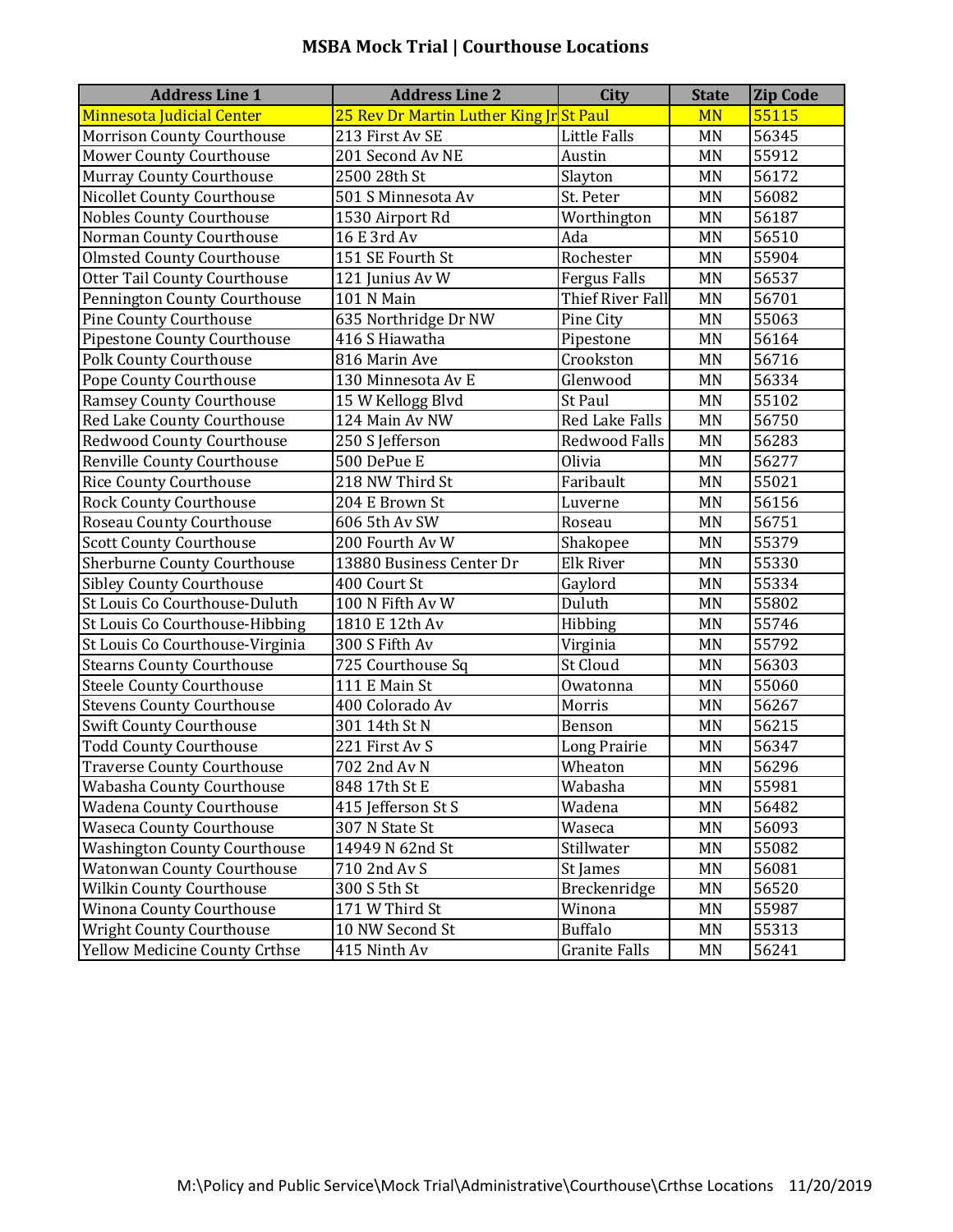# MSBA Mock Trial | Courthouse Locations

| Address Line 1 | Address Line 2 | City | State | Zip Code |
|---|---|---|---|---|
| Minnesota Judicial Center | 25 Rev Dr Martin Luther King Jr | St Paul | MN | 55115 |
| Morrison County Courthouse | 213 First Av SE | Little Falls | MN | 56345 |
| Mower County Courthouse | 201 Second Av NE | Austin | MN | 55912 |
| Murray County Courthouse | 2500 28th St | Slayton | MN | 56172 |
| Nicollet County Courthouse | 501 S Minnesota Av | St. Peter | MN | 56082 |
| Nobles County Courthouse | 1530 Airport Rd | Worthington | MN | 56187 |
| Norman County Courthouse | 16 E 3rd Av | Ada | MN | 56510 |
| Olmsted County Courthouse | 151 SE Fourth St | Rochester | MN | 55904 |
| Otter Tail County Courthouse | 121 Junius Av W | Fergus Falls | MN | 56537 |
| Pennington County Courthouse | 101 N Main | Thief River Fall | MN | 56701 |
| Pine County Courthouse | 635 Northridge Dr NW | Pine City | MN | 55063 |
| Pipestone County Courthouse | 416 S Hiawatha | Pipestone | MN | 56164 |
| Polk County Courthouse | 816 Marin Ave | Crookston | MN | 56716 |
| Pope County Courthouse | 130 Minnesota Av E | Glenwood | MN | 56334 |
| Ramsey County Courthouse | 15 W Kellogg Blvd | St Paul | MN | 55102 |
| Red Lake County Courthouse | 124 Main Av NW | Red Lake Falls | MN | 56750 |
| Redwood County Courthouse | 250 S Jefferson | Redwood Falls | MN | 56283 |
| Renville County Courthouse | 500 DePue E | Olivia | MN | 56277 |
| Rice County Courthouse | 218 NW Third St | Faribault | MN | 55021 |
| Rock County Courthouse | 204 E Brown St | Luverne | MN | 56156 |
| Roseau County Courthouse | 606 5th Av SW | Roseau | MN | 56751 |
| Scott County Courthouse | 200 Fourth Av W | Shakopee | MN | 55379 |
| Sherburne County Courthouse | 13880 Business Center Dr | Elk River | MN | 55330 |
| Sibley County Courthouse | 400 Court St | Gaylord | MN | 55334 |
| St Louis Co Courthouse-Duluth | 100 N Fifth Av W | Duluth | MN | 55802 |
| St Louis Co Courthouse-Hibbing | 1810 E 12th Av | Hibbing | MN | 55746 |
| St Louis Co Courthouse-Virginia | 300 S Fifth Av | Virginia | MN | 55792 |
| Stearns County Courthouse | 725 Courthouse Sq | St Cloud | MN | 56303 |
| Steele County Courthouse | 111 E Main St | Owatonna | MN | 55060 |
| Stevens County Courthouse | 400 Colorado Av | Morris | MN | 56267 |
| Swift County Courthouse | 301 14th St N | Benson | MN | 56215 |
| Todd County Courthouse | 221 First Av S | Long Prairie | MN | 56347 |
| Traverse County Courthouse | 702 2nd Av N | Wheaton | MN | 56296 |
| Wabasha County Courthouse | 848 17th St E | Wabasha | MN | 55981 |
| Wadena County Courthouse | 415 Jefferson St S | Wadena | MN | 56482 |
| Waseca County Courthouse | 307 N State St | Waseca | MN | 56093 |
| Washington County Courthouse | 14949 N 62nd St | Stillwater | MN | 55082 |
| Watonwan County Courthouse | 710 2nd Av S | St James | MN | 56081 |
| Wilkin County Courthouse | 300 S 5th St | Breckenridge | MN | 56520 |
| Winona County Courthouse | 171 W Third St | Winona | MN | 55987 |
| Wright County Courthouse | 10 NW Second St | Buffalo | MN | 55313 |
| Yellow Medicine County Crthse | 415 Ninth Av | Granite Falls | MN | 56241 |

M:\Policy and Public Service\Mock Trial\Administrative\Courthouse\Crthse Locations 11/20/2019